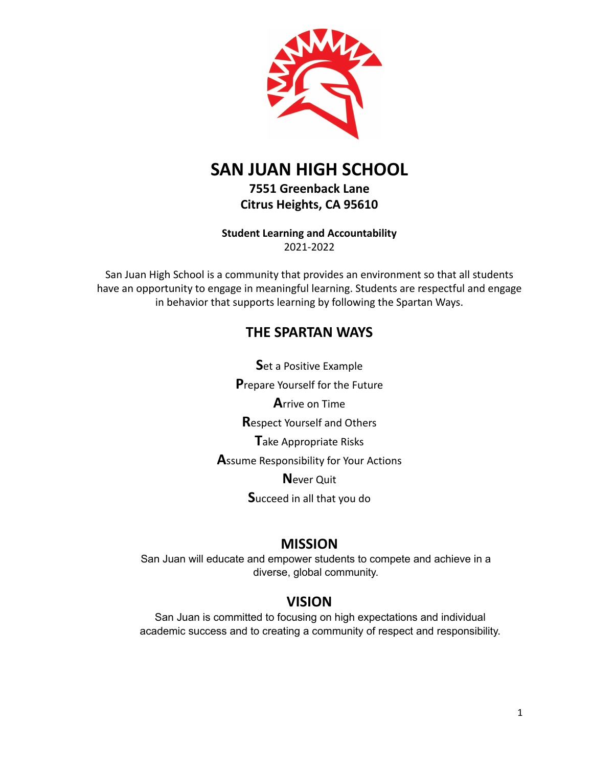# SAN JUAN HIGH SCHOOL

**7551 Greenback Lane**
**Citrus Heights, CA 95610**

**Student Learning and Accountability**
2021-2022

San Juan High School is a community that provides an environment so that all students have an opportunity to engage in meaningful learning. Students are respectful and engage in behavior that supports learning by following the Spartan Ways.

## THE SPARTAN WAYS

**S**et a Positive Example

**P**repare Yourself for the Future

**A**rrive on Time

**R**espect Yourself and Others

**T**ake Appropriate Risks

**A**ssume Responsibility for Your Actions

**N**ever Quit

**S**ucceed in all that you do

## MISSION

San Juan will educate and empower students to compete and achieve in a diverse, global community.

## VISION

San Juan is committed to focusing on high expectations and individual academic success and to creating a community of respect and responsibility.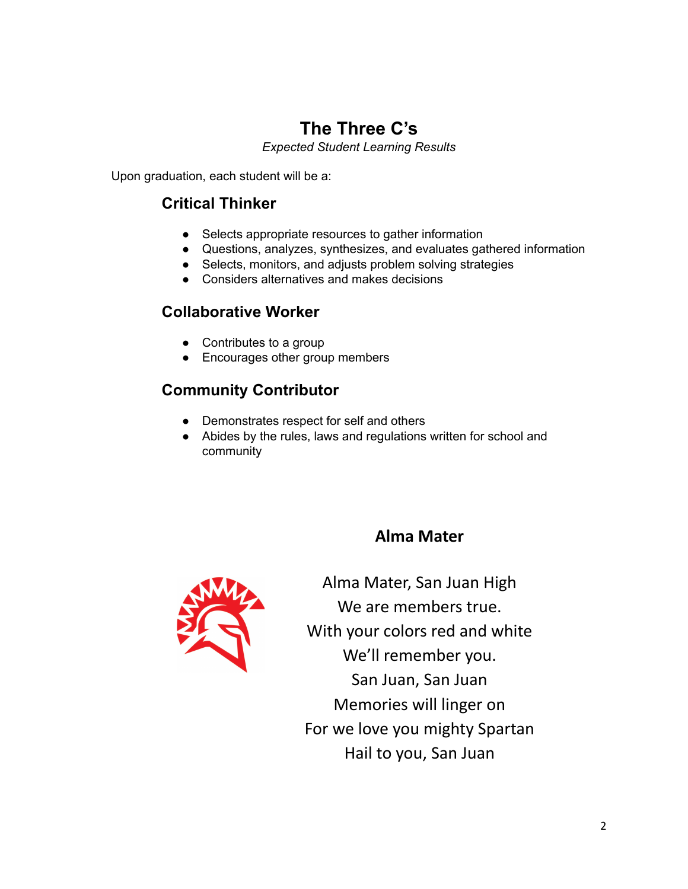# The Three C's

*Expected Student Learning Results*

Upon graduation, each student will be a:

## Critical Thinker

- Selects appropriate resources to gather information
- Questions, analyzes, synthesizes, and evaluates gathered information
- Selects, monitors, and adjusts problem solving strategies
- Considers alternatives and makes decisions

## Collaborative Worker

- Contributes to a group
- Encourages other group members

## Community Contributor

- Demonstrates respect for self and others
- Abides by the rules, laws and regulations written for school and community

## Alma Mater

Alma Mater, San Juan High
We are members true.
With your colors red and white
We'll remember you.
San Juan, San Juan
Memories will linger on
For we love you mighty Spartan
Hail to you, San Juan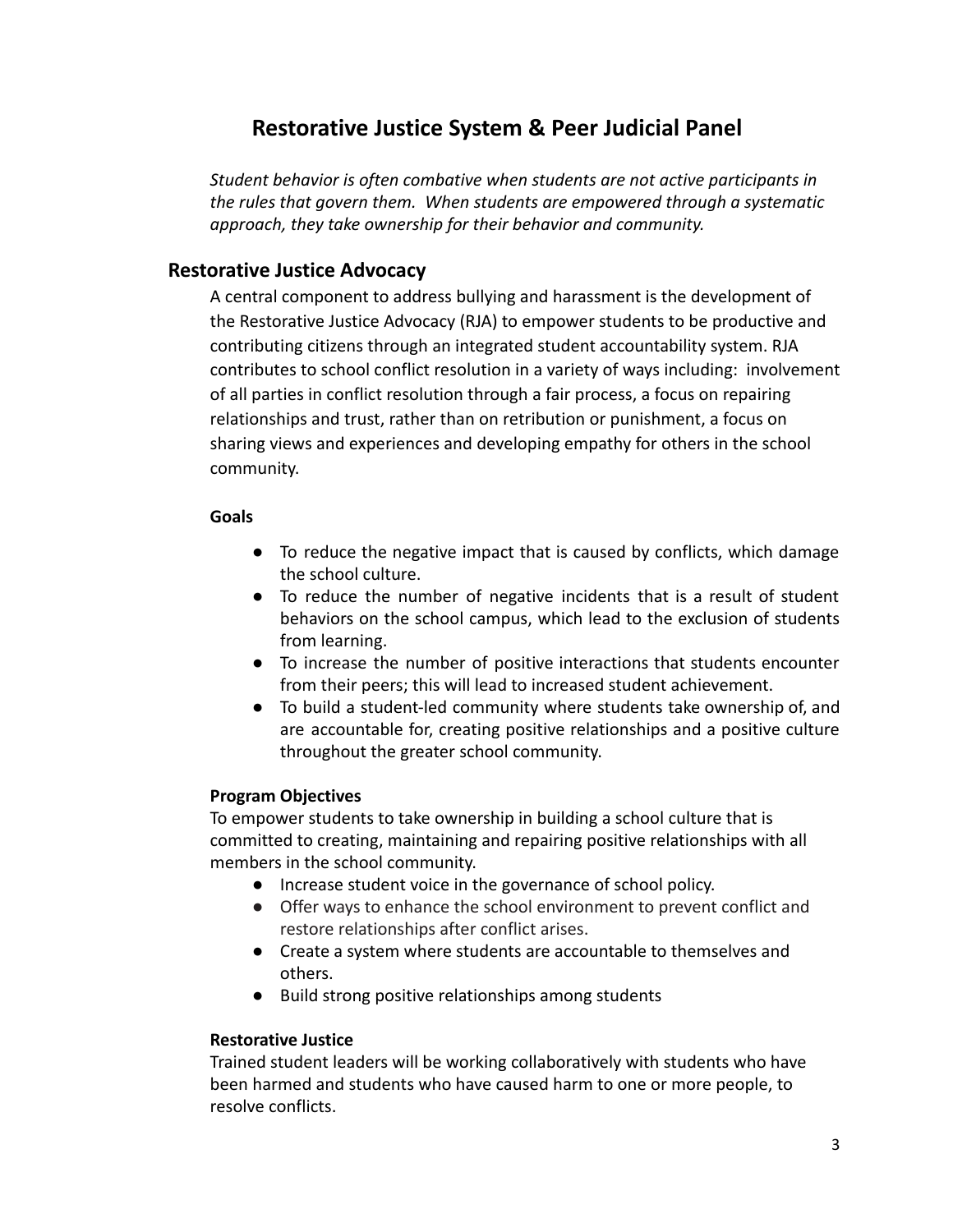# Restorative Justice System & Peer Judicial Panel

*Student behavior is often combative when students are not active participants in the rules that govern them. When students are empowered through a systematic approach, they take ownership for their behavior and community.*

## Restorative Justice Advocacy

A central component to address bullying and harassment is the development of the Restorative Justice Advocacy (RJA) to empower students to be productive and contributing citizens through an integrated student accountability system. RJA contributes to school conflict resolution in a variety of ways including: involvement of all parties in conflict resolution through a fair process, a focus on repairing relationships and trust, rather than on retribution or punishment, a focus on sharing views and experiences and developing empathy for others in the school community.

**Goals**

- To reduce the negative impact that is caused by conflicts, which damage the school culture.
- To reduce the number of negative incidents that is a result of student behaviors on the school campus, which lead to the exclusion of students from learning.
- To increase the number of positive interactions that students encounter from their peers; this will lead to increased student achievement.
- To build a student-led community where students take ownership of, and are accountable for, creating positive relationships and a positive culture throughout the greater school community.

**Program Objectives**

To empower students to take ownership in building a school culture that is committed to creating, maintaining and repairing positive relationships with all members in the school community.

- Increase student voice in the governance of school policy.
- Offer ways to enhance the school environment to prevent conflict and restore relationships after conflict arises.
- Create a system where students are accountable to themselves and others.
- Build strong positive relationships among students

**Restorative Justice**

Trained student leaders will be working collaboratively with students who have been harmed and students who have caused harm to one or more people, to resolve conflicts.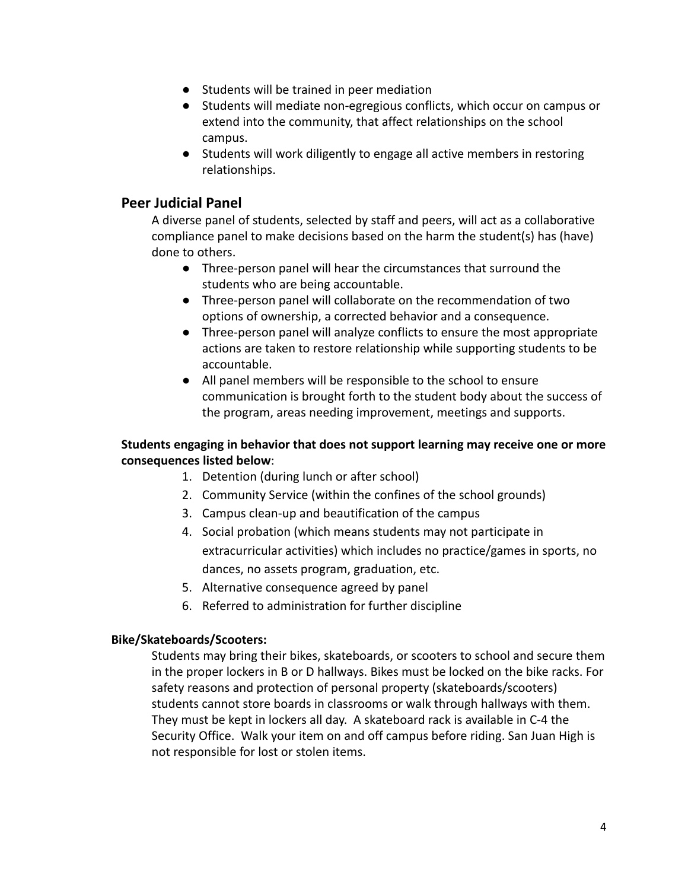- Students will be trained in peer mediation
- Students will mediate non-egregious conflicts, which occur on campus or extend into the community, that affect relationships on the school campus.
- Students will work diligently to engage all active members in restoring relationships.

## Peer Judicial Panel

A diverse panel of students, selected by staff and peers, will act as a collaborative compliance panel to make decisions based on the harm the student(s) has (have) done to others.

- Three-person panel will hear the circumstances that surround the students who are being accountable.
- Three-person panel will collaborate on the recommendation of two options of ownership, a corrected behavior and a consequence.
- Three-person panel will analyze conflicts to ensure the most appropriate actions are taken to restore relationship while supporting students to be accountable.
- All panel members will be responsible to the school to ensure communication is brought forth to the student body about the success of the program, areas needing improvement, meetings and supports.

**Students engaging in behavior that does not support learning may receive one or more consequences listed below**:

1. Detention (during lunch or after school)
2. Community Service (within the confines of the school grounds)
3. Campus clean-up and beautification of the campus
4. Social probation (which means students may not participate in extracurricular activities) which includes no practice/games in sports, no dances, no assets program, graduation, etc.
5. Alternative consequence agreed by panel
6. Referred to administration for further discipline

**Bike/Skateboards/Scooters:**

Students may bring their bikes, skateboards, or scooters to school and secure them in the proper lockers in B or D hallways. Bikes must be locked on the bike racks. For safety reasons and protection of personal property (skateboards/scooters) students cannot store boards in classrooms or walk through hallways with them. They must be kept in lockers all day. A skateboard rack is available in C-4 the Security Office. Walk your item on and off campus before riding. San Juan High is not responsible for lost or stolen items.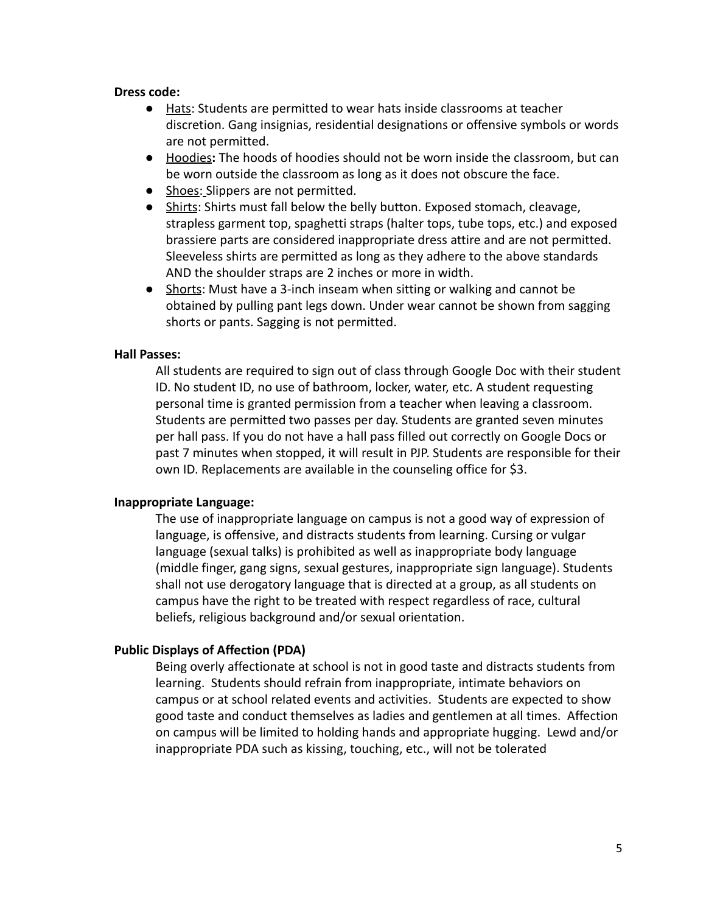**Dress code:**

- Hats: Students are permitted to wear hats inside classrooms at teacher discretion. Gang insignias, residential designations or offensive symbols or words are not permitted.
- Hoodies**:** The hoods of hoodies should not be worn inside the classroom, but can be worn outside the classroom as long as it does not obscure the face.
- Shoes: Slippers are not permitted.
- Shirts: Shirts must fall below the belly button. Exposed stomach, cleavage, strapless garment top, spaghetti straps (halter tops, tube tops, etc.) and exposed brassiere parts are considered inappropriate dress attire and are not permitted. Sleeveless shirts are permitted as long as they adhere to the above standards AND the shoulder straps are 2 inches or more in width.
- Shorts: Must have a 3-inch inseam when sitting or walking and cannot be obtained by pulling pant legs down. Under wear cannot be shown from sagging shorts or pants. Sagging is not permitted.

**Hall Passes:**

All students are required to sign out of class through Google Doc with their student ID. No student ID, no use of bathroom, locker, water, etc. A student requesting personal time is granted permission from a teacher when leaving a classroom. Students are permitted two passes per day. Students are granted seven minutes per hall pass. If you do not have a hall pass filled out correctly on Google Docs or past 7 minutes when stopped, it will result in PJP. Students are responsible for their own ID. Replacements are available in the counseling office for $3.

**Inappropriate Language:**

The use of inappropriate language on campus is not a good way of expression of language, is offensive, and distracts students from learning. Cursing or vulgar language (sexual talks) is prohibited as well as inappropriate body language (middle finger, gang signs, sexual gestures, inappropriate sign language). Students shall not use derogatory language that is directed at a group, as all students on campus have the right to be treated with respect regardless of race, cultural beliefs, religious background and/or sexual orientation.

**Public Displays of Affection (PDA)**

Being overly affectionate at school is not in good taste and distracts students from learning. Students should refrain from inappropriate, intimate behaviors on campus or at school related events and activities. Students are expected to show good taste and conduct themselves as ladies and gentlemen at all times. Affection on campus will be limited to holding hands and appropriate hugging. Lewd and/or inappropriate PDA such as kissing, touching, etc., will not be tolerated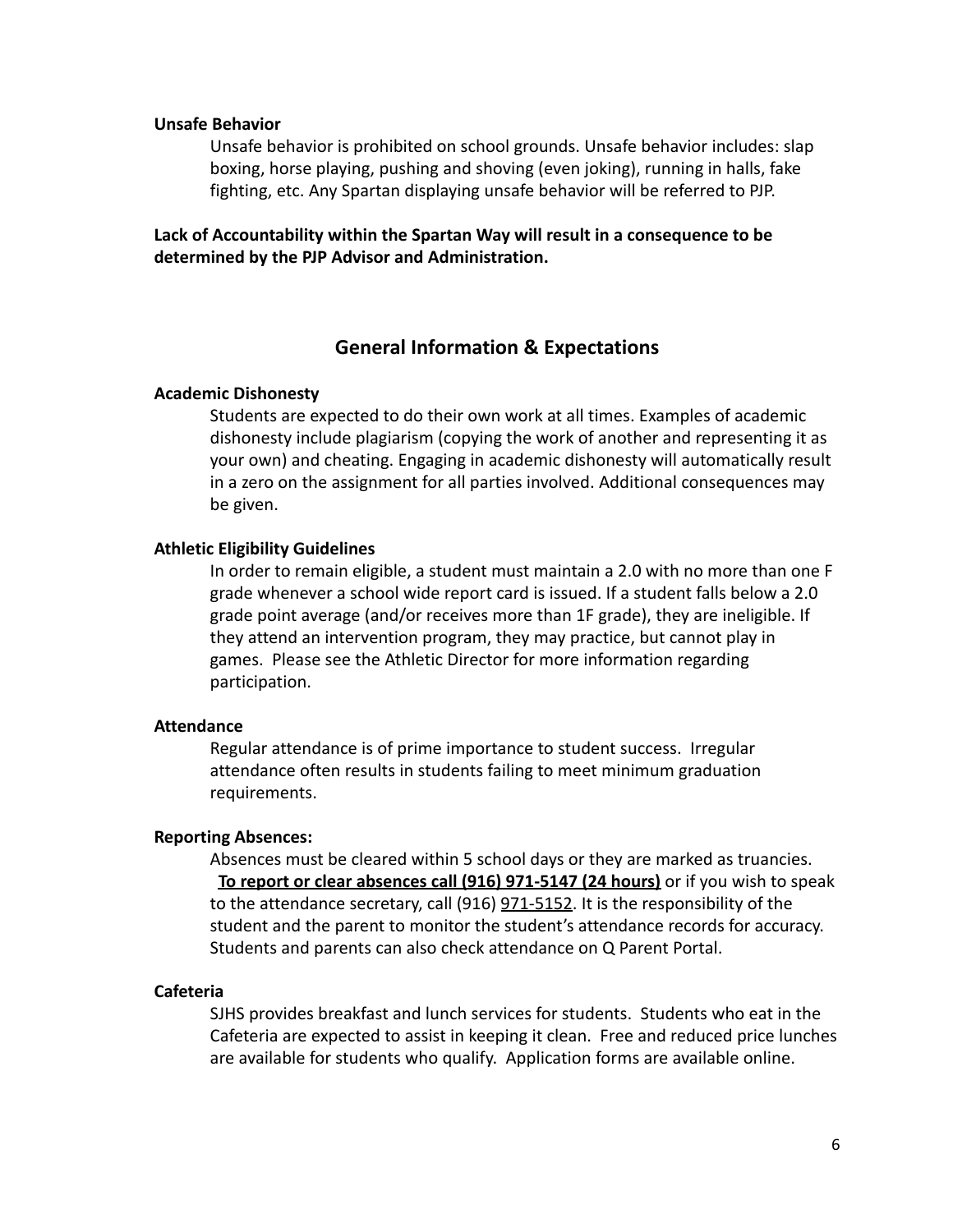**Unsafe Behavior**

Unsafe behavior is prohibited on school grounds. Unsafe behavior includes: slap boxing, horse playing, pushing and shoving (even joking), running in halls, fake fighting, etc. Any Spartan displaying unsafe behavior will be referred to PJP.

**Lack of Accountability within the Spartan Way will result in a consequence to be determined by the PJP Advisor and Administration.**

## General Information & Expectations

**Academic Dishonesty**

Students are expected to do their own work at all times. Examples of academic dishonesty include plagiarism (copying the work of another and representing it as your own) and cheating. Engaging in academic dishonesty will automatically result in a zero on the assignment for all parties involved. Additional consequences may be given.

**Athletic Eligibility Guidelines**

In order to remain eligible, a student must maintain a 2.0 with no more than one F grade whenever a school wide report card is issued. If a student falls below a 2.0 grade point average (and/or receives more than 1F grade), they are ineligible. If they attend an intervention program, they may practice, but cannot play in games. Please see the Athletic Director for more information regarding participation.

**Attendance**

Regular attendance is of prime importance to student success. Irregular attendance often results in students failing to meet minimum graduation requirements.

**Reporting Absences:**

Absences must be cleared within 5 school days or they are marked as truancies. **To report or clear absences call (916) 971-5147 (24 hours)** or if you wish to speak to the attendance secretary, call (916) 971-5152. It is the responsibility of the student and the parent to monitor the student's attendance records for accuracy. Students and parents can also check attendance on Q Parent Portal.

**Cafeteria**

SJHS provides breakfast and lunch services for students. Students who eat in the Cafeteria are expected to assist in keeping it clean. Free and reduced price lunches are available for students who qualify. Application forms are available online.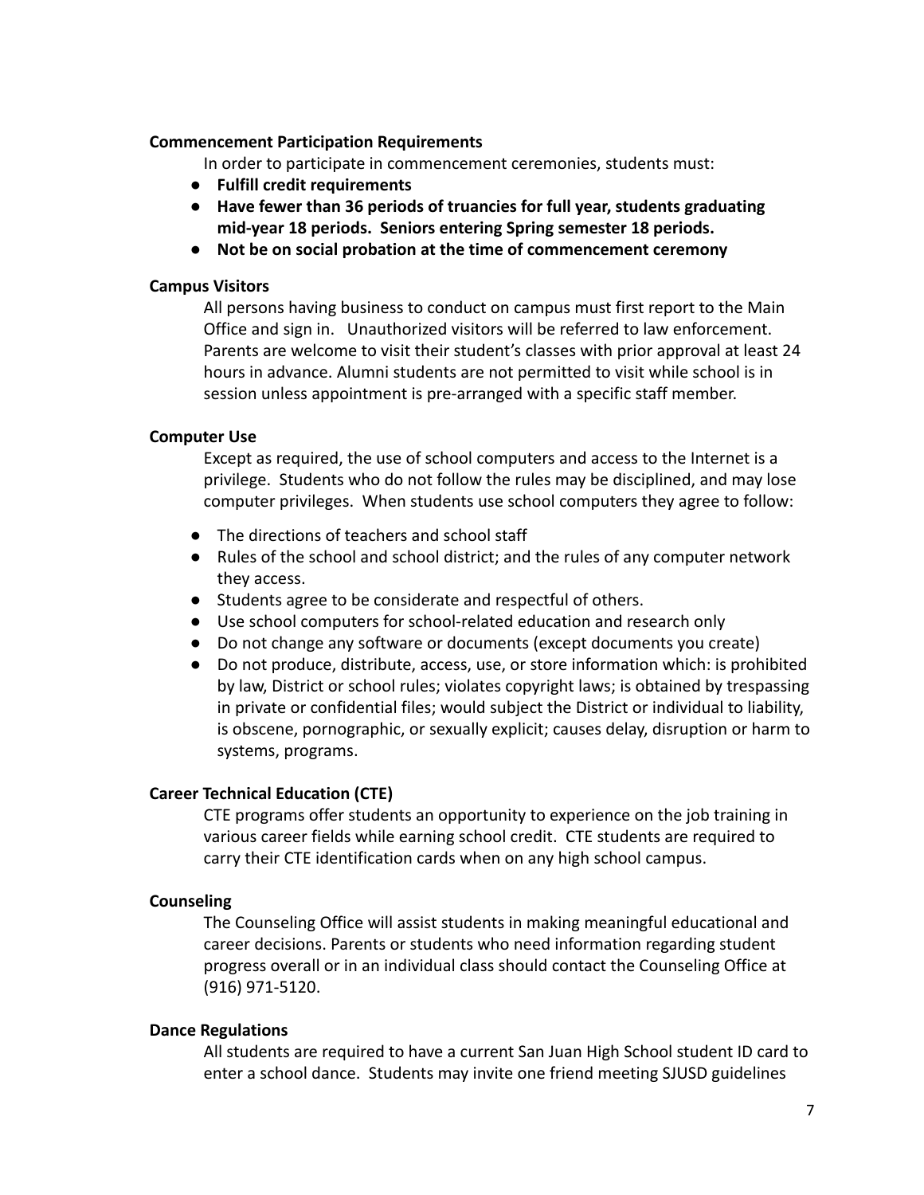**Commencement Participation Requirements**

In order to participate in commencement ceremonies, students must:

- **Fulfill credit requirements**
- **Have fewer than 36 periods of truancies for full year, students graduating mid-year 18 periods. Seniors entering Spring semester 18 periods.**
- **Not be on social probation at the time of commencement ceremony**

**Campus Visitors**

All persons having business to conduct on campus must first report to the Main Office and sign in. Unauthorized visitors will be referred to law enforcement. Parents are welcome to visit their student's classes with prior approval at least 24 hours in advance. Alumni students are not permitted to visit while school is in session unless appointment is pre-arranged with a specific staff member.

**Computer Use**

Except as required, the use of school computers and access to the Internet is a privilege. Students who do not follow the rules may be disciplined, and may lose computer privileges. When students use school computers they agree to follow:

- The directions of teachers and school staff
- Rules of the school and school district; and the rules of any computer network they access.
- Students agree to be considerate and respectful of others.
- Use school computers for school-related education and research only
- Do not change any software or documents (except documents you create)
- Do not produce, distribute, access, use, or store information which: is prohibited by law, District or school rules; violates copyright laws; is obtained by trespassing in private or confidential files; would subject the District or individual to liability, is obscene, pornographic, or sexually explicit; causes delay, disruption or harm to systems, programs.

**Career Technical Education (CTE)**

CTE programs offer students an opportunity to experience on the job training in various career fields while earning school credit. CTE students are required to carry their CTE identification cards when on any high school campus.

**Counseling**

The Counseling Office will assist students in making meaningful educational and career decisions. Parents or students who need information regarding student progress overall or in an individual class should contact the Counseling Office at (916) 971-5120.

**Dance Regulations**

All students are required to have a current San Juan High School student ID card to enter a school dance. Students may invite one friend meeting SJUSD guidelines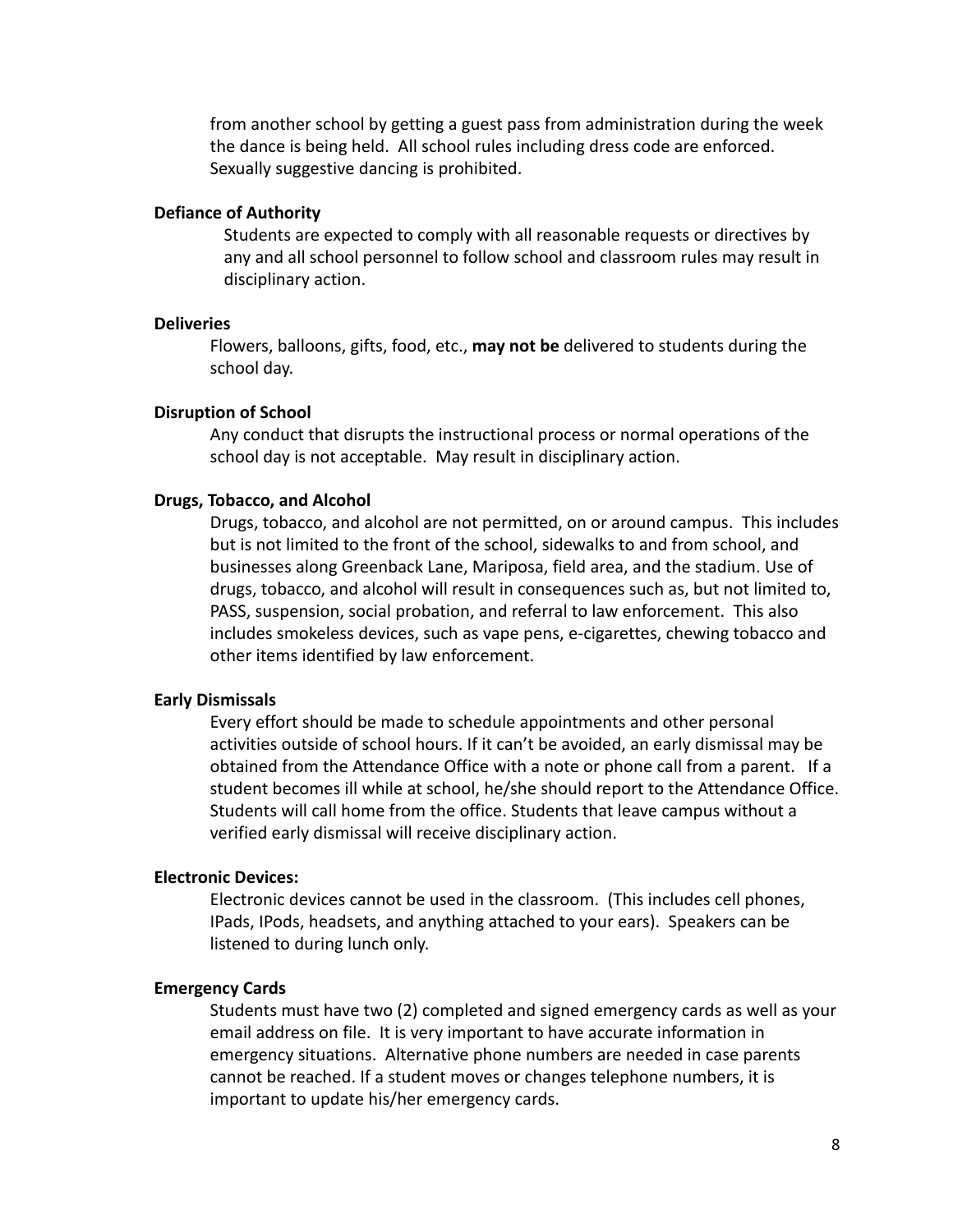from another school by getting a guest pass from administration during the week the dance is being held. All school rules including dress code are enforced. Sexually suggestive dancing is prohibited.

**Defiance of Authority**

Students are expected to comply with all reasonable requests or directives by any and all school personnel to follow school and classroom rules may result in disciplinary action.

**Deliveries**

Flowers, balloons, gifts, food, etc., **may not be** delivered to students during the school day.

**Disruption of School**

Any conduct that disrupts the instructional process or normal operations of the school day is not acceptable. May result in disciplinary action.

**Drugs, Tobacco, and Alcohol**

Drugs, tobacco, and alcohol are not permitted, on or around campus. This includes but is not limited to the front of the school, sidewalks to and from school, and businesses along Greenback Lane, Mariposa, field area, and the stadium. Use of drugs, tobacco, and alcohol will result in consequences such as, but not limited to, PASS, suspension, social probation, and referral to law enforcement. This also includes smokeless devices, such as vape pens, e-cigarettes, chewing tobacco and other items identified by law enforcement.

**Early Dismissals**

Every effort should be made to schedule appointments and other personal activities outside of school hours. If it can't be avoided, an early dismissal may be obtained from the Attendance Office with a note or phone call from a parent. If a student becomes ill while at school, he/she should report to the Attendance Office. Students will call home from the office. Students that leave campus without a verified early dismissal will receive disciplinary action.

**Electronic Devices:**

Electronic devices cannot be used in the classroom. (This includes cell phones, IPads, IPods, headsets, and anything attached to your ears). Speakers can be listened to during lunch only.

**Emergency Cards**

Students must have two (2) completed and signed emergency cards as well as your email address on file. It is very important to have accurate information in emergency situations. Alternative phone numbers are needed in case parents cannot be reached. If a student moves or changes telephone numbers, it is important to update his/her emergency cards.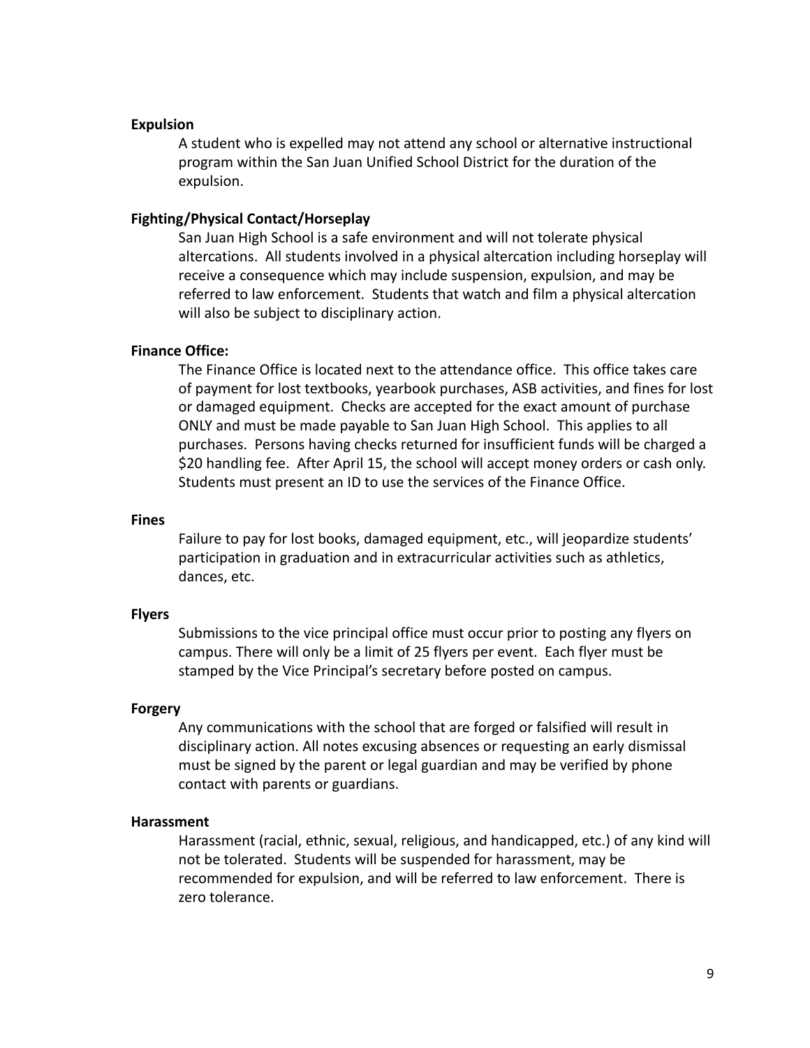**Expulsion**

A student who is expelled may not attend any school or alternative instructional program within the San Juan Unified School District for the duration of the expulsion.

**Fighting/Physical Contact/Horseplay**

San Juan High School is a safe environment and will not tolerate physical altercations. All students involved in a physical altercation including horseplay will receive a consequence which may include suspension, expulsion, and may be referred to law enforcement. Students that watch and film a physical altercation will also be subject to disciplinary action.

**Finance Office:**

The Finance Office is located next to the attendance office. This office takes care of payment for lost textbooks, yearbook purchases, ASB activities, and fines for lost or damaged equipment. Checks are accepted for the exact amount of purchase ONLY and must be made payable to San Juan High School. This applies to all purchases. Persons having checks returned for insufficient funds will be charged a $20 handling fee. After April 15, the school will accept money orders or cash only. Students must present an ID to use the services of the Finance Office.

**Fines**

Failure to pay for lost books, damaged equipment, etc., will jeopardize students' participation in graduation and in extracurricular activities such as athletics, dances, etc.

**Flyers**

Submissions to the vice principal office must occur prior to posting any flyers on campus. There will only be a limit of 25 flyers per event. Each flyer must be stamped by the Vice Principal's secretary before posted on campus.

**Forgery**

Any communications with the school that are forged or falsified will result in disciplinary action. All notes excusing absences or requesting an early dismissal must be signed by the parent or legal guardian and may be verified by phone contact with parents or guardians.

**Harassment**

Harassment (racial, ethnic, sexual, religious, and handicapped, etc.) of any kind will not be tolerated. Students will be suspended for harassment, may be recommended for expulsion, and will be referred to law enforcement. There is zero tolerance.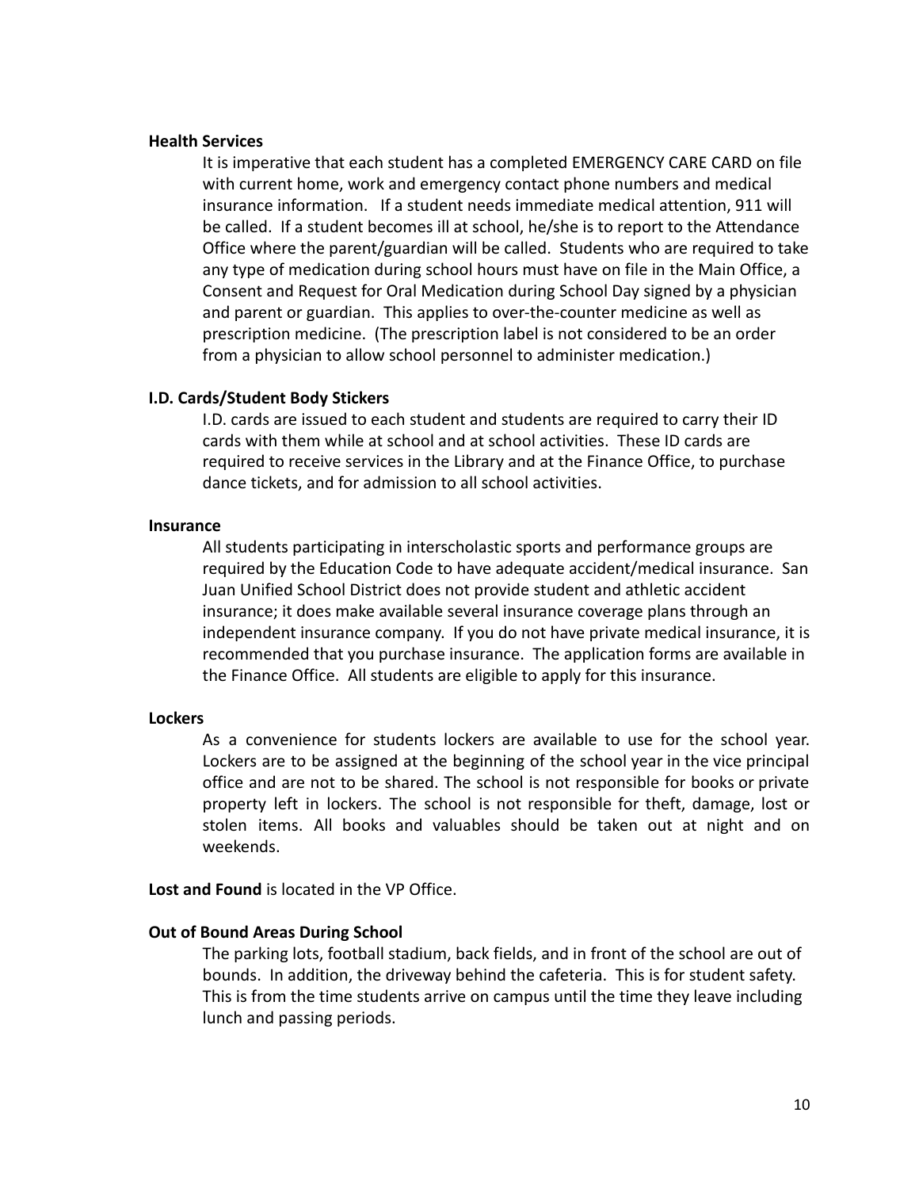**Health Services**

It is imperative that each student has a completed EMERGENCY CARE CARD on file with current home, work and emergency contact phone numbers and medical insurance information. If a student needs immediate medical attention, 911 will be called. If a student becomes ill at school, he/she is to report to the Attendance Office where the parent/guardian will be called. Students who are required to take any type of medication during school hours must have on file in the Main Office, a Consent and Request for Oral Medication during School Day signed by a physician and parent or guardian. This applies to over-the-counter medicine as well as prescription medicine. (The prescription label is not considered to be an order from a physician to allow school personnel to administer medication.)

**I.D. Cards/Student Body Stickers**

I.D. cards are issued to each student and students are required to carry their ID cards with them while at school and at school activities. These ID cards are required to receive services in the Library and at the Finance Office, to purchase dance tickets, and for admission to all school activities.

**Insurance**

All students participating in interscholastic sports and performance groups are required by the Education Code to have adequate accident/medical insurance. San Juan Unified School District does not provide student and athletic accident insurance; it does make available several insurance coverage plans through an independent insurance company. If you do not have private medical insurance, it is recommended that you purchase insurance. The application forms are available in the Finance Office. All students are eligible to apply for this insurance.

**Lockers**

As a convenience for students lockers are available to use for the school year. Lockers are to be assigned at the beginning of the school year in the vice principal office and are not to be shared. The school is not responsible for books or private property left in lockers. The school is not responsible for theft, damage, lost or stolen items. All books and valuables should be taken out at night and on weekends.

**Lost and Found** is located in the VP Office.

**Out of Bound Areas During School**

The parking lots, football stadium, back fields, and in front of the school are out of bounds. In addition, the driveway behind the cafeteria. This is for student safety. This is from the time students arrive on campus until the time they leave including lunch and passing periods.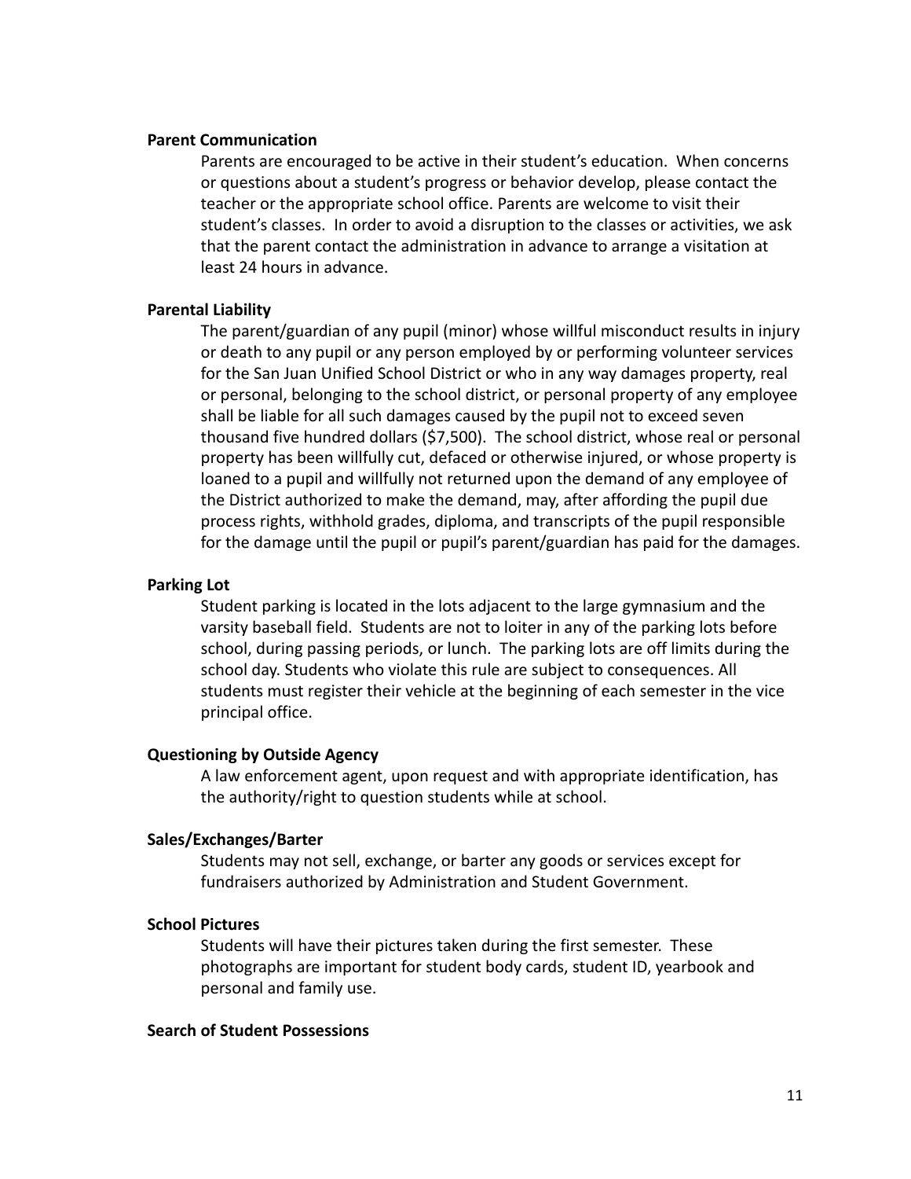**Parent Communication**

Parents are encouraged to be active in their student's education. When concerns or questions about a student's progress or behavior develop, please contact the teacher or the appropriate school office. Parents are welcome to visit their student's classes. In order to avoid a disruption to the classes or activities, we ask that the parent contact the administration in advance to arrange a visitation at least 24 hours in advance.

**Parental Liability**

The parent/guardian of any pupil (minor) whose willful misconduct results in injury or death to any pupil or any person employed by or performing volunteer services for the San Juan Unified School District or who in any way damages property, real or personal, belonging to the school district, or personal property of any employee shall be liable for all such damages caused by the pupil not to exceed seven thousand five hundred dollars ($7,500). The school district, whose real or personal property has been willfully cut, defaced or otherwise injured, or whose property is loaned to a pupil and willfully not returned upon the demand of any employee of the District authorized to make the demand, may, after affording the pupil due process rights, withhold grades, diploma, and transcripts of the pupil responsible for the damage until the pupil or pupil's parent/guardian has paid for the damages.

**Parking Lot**

Student parking is located in the lots adjacent to the large gymnasium and the varsity baseball field. Students are not to loiter in any of the parking lots before school, during passing periods, or lunch. The parking lots are off limits during the school day. Students who violate this rule are subject to consequences. All students must register their vehicle at the beginning of each semester in the vice principal office.

**Questioning by Outside Agency**

A law enforcement agent, upon request and with appropriate identification, has the authority/right to question students while at school.

**Sales/Exchanges/Barter**

Students may not sell, exchange, or barter any goods or services except for fundraisers authorized by Administration and Student Government.

**School Pictures**

Students will have their pictures taken during the first semester. These photographs are important for student body cards, student ID, yearbook and personal and family use.

**Search of Student Possessions**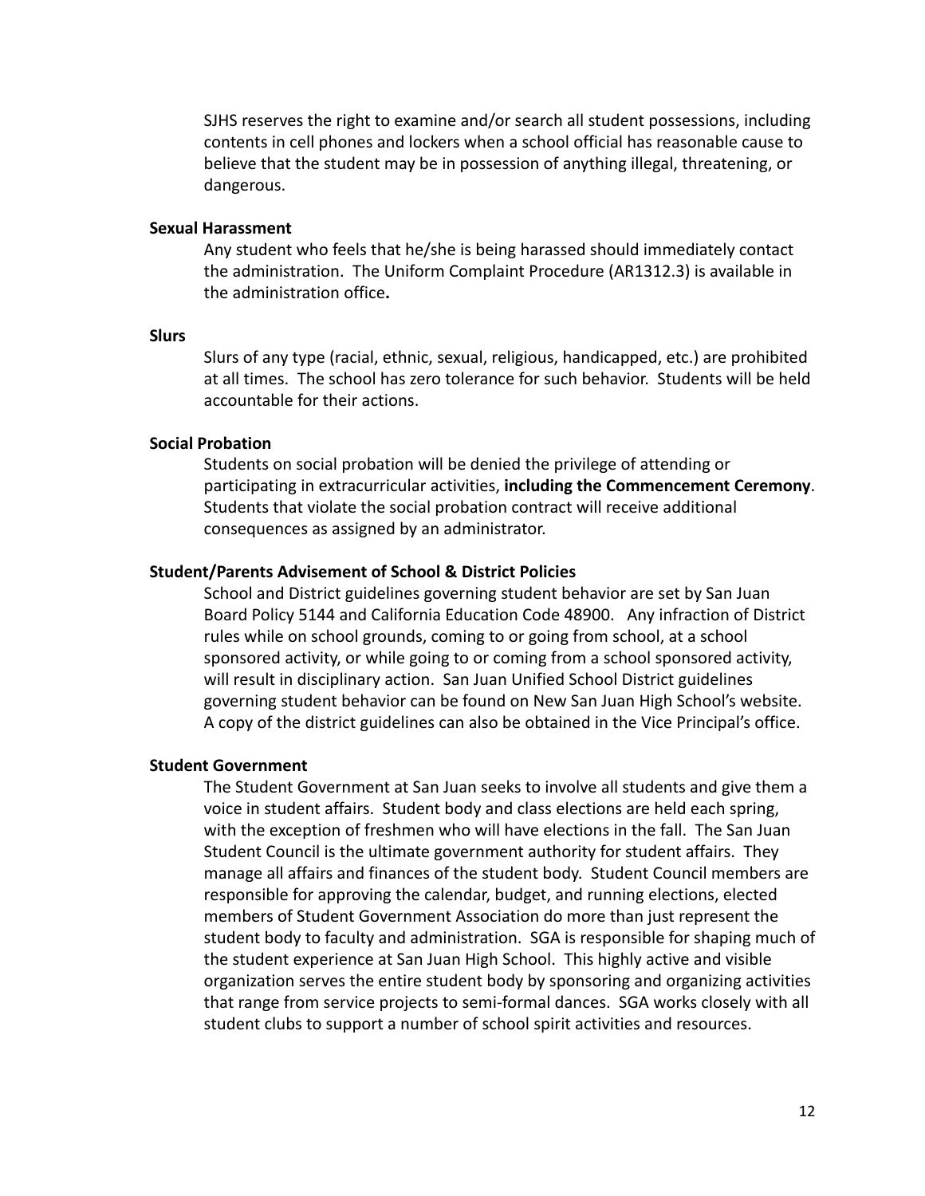SJHS reserves the right to examine and/or search all student possessions, including contents in cell phones and lockers when a school official has reasonable cause to believe that the student may be in possession of anything illegal, threatening, or dangerous.

**Sexual Harassment**

Any student who feels that he/she is being harassed should immediately contact the administration. The Uniform Complaint Procedure (AR1312.3) is available in the administration office**.**

**Slurs**

Slurs of any type (racial, ethnic, sexual, religious, handicapped, etc.) are prohibited at all times. The school has zero tolerance for such behavior. Students will be held accountable for their actions.

**Social Probation**

Students on social probation will be denied the privilege of attending or participating in extracurricular activities, **including the Commencement Ceremony**. Students that violate the social probation contract will receive additional consequences as assigned by an administrator.

**Student/Parents Advisement of School & District Policies**

School and District guidelines governing student behavior are set by San Juan Board Policy 5144 and California Education Code 48900. Any infraction of District rules while on school grounds, coming to or going from school, at a school sponsored activity, or while going to or coming from a school sponsored activity, will result in disciplinary action. San Juan Unified School District guidelines governing student behavior can be found on New San Juan High School's website. A copy of the district guidelines can also be obtained in the Vice Principal's office.

**Student Government**

The Student Government at San Juan seeks to involve all students and give them a voice in student affairs. Student body and class elections are held each spring, with the exception of freshmen who will have elections in the fall. The San Juan Student Council is the ultimate government authority for student affairs. They manage all affairs and finances of the student body. Student Council members are responsible for approving the calendar, budget, and running elections, elected members of Student Government Association do more than just represent the student body to faculty and administration. SGA is responsible for shaping much of the student experience at San Juan High School. This highly active and visible organization serves the entire student body by sponsoring and organizing activities that range from service projects to semi-formal dances. SGA works closely with all student clubs to support a number of school spirit activities and resources.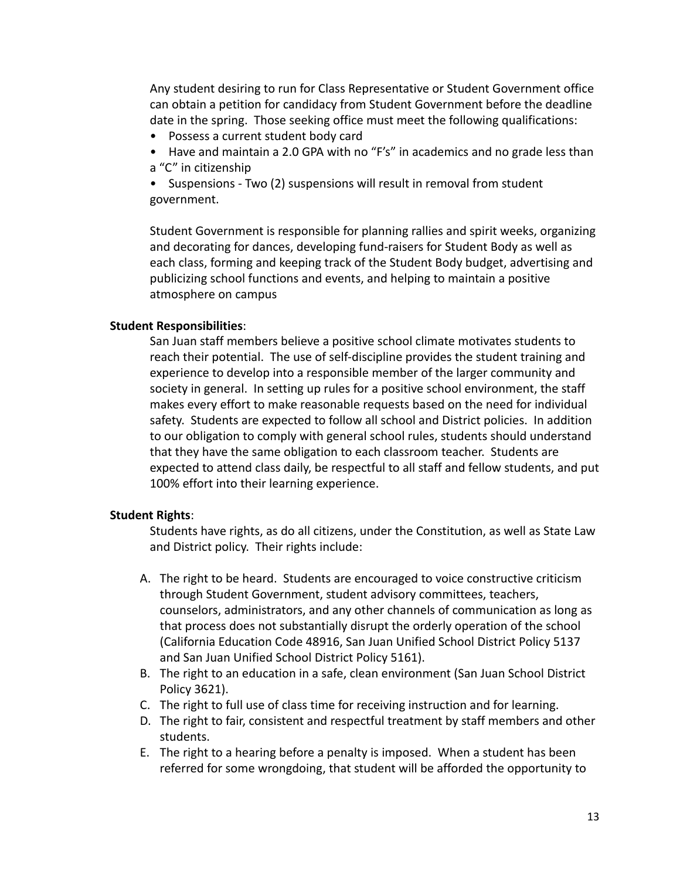Any student desiring to run for Class Representative or Student Government office can obtain a petition for candidacy from Student Government before the deadline date in the spring. Those seeking office must meet the following qualifications:

- Possess a current student body card
- Have and maintain a 2.0 GPA with no "F's" in academics and no grade less than a "C" in citizenship
- Suspensions - Two (2) suspensions will result in removal from student government.

Student Government is responsible for planning rallies and spirit weeks, organizing and decorating for dances, developing fund-raisers for Student Body as well as each class, forming and keeping track of the Student Body budget, advertising and publicizing school functions and events, and helping to maintain a positive atmosphere on campus

**Student Responsibilities**:

San Juan staff members believe a positive school climate motivates students to reach their potential. The use of self-discipline provides the student training and experience to develop into a responsible member of the larger community and society in general. In setting up rules for a positive school environment, the staff makes every effort to make reasonable requests based on the need for individual safety. Students are expected to follow all school and District policies. In addition to our obligation to comply with general school rules, students should understand that they have the same obligation to each classroom teacher. Students are expected to attend class daily, be respectful to all staff and fellow students, and put 100% effort into their learning experience.

**Student Rights**:

Students have rights, as do all citizens, under the Constitution, as well as State Law and District policy. Their rights include:

A. The right to be heard. Students are encouraged to voice constructive criticism through Student Government, student advisory committees, teachers, counselors, administrators, and any other channels of communication as long as that process does not substantially disrupt the orderly operation of the school (California Education Code 48916, San Juan Unified School District Policy 5137 and San Juan Unified School District Policy 5161).
B. The right to an education in a safe, clean environment (San Juan School District Policy 3621).
C. The right to full use of class time for receiving instruction and for learning.
D. The right to fair, consistent and respectful treatment by staff members and other students.
E. The right to a hearing before a penalty is imposed. When a student has been referred for some wrongdoing, that student will be afforded the opportunity to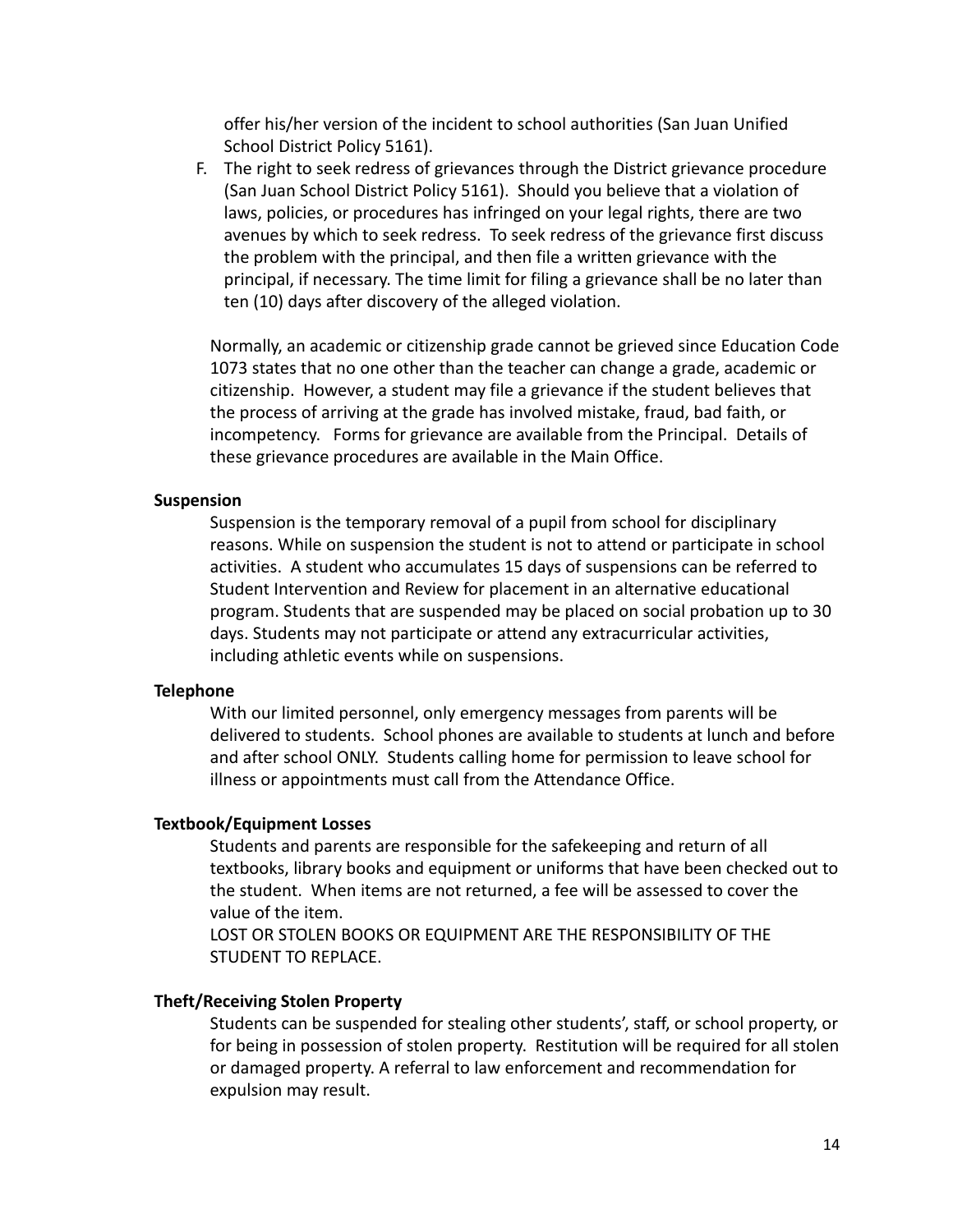offer his/her version of the incident to school authorities (San Juan Unified School District Policy 5161).

F. The right to seek redress of grievances through the District grievance procedure (San Juan School District Policy 5161). Should you believe that a violation of laws, policies, or procedures has infringed on your legal rights, there are two avenues by which to seek redress. To seek redress of the grievance first discuss the problem with the principal, and then file a written grievance with the principal, if necessary. The time limit for filing a grievance shall be no later than ten (10) days after discovery of the alleged violation.

Normally, an academic or citizenship grade cannot be grieved since Education Code 1073 states that no one other than the teacher can change a grade, academic or citizenship. However, a student may file a grievance if the student believes that the process of arriving at the grade has involved mistake, fraud, bad faith, or incompetency. Forms for grievance are available from the Principal. Details of these grievance procedures are available in the Main Office.

**Suspension**

Suspension is the temporary removal of a pupil from school for disciplinary reasons. While on suspension the student is not to attend or participate in school activities. A student who accumulates 15 days of suspensions can be referred to Student Intervention and Review for placement in an alternative educational program. Students that are suspended may be placed on social probation up to 30 days. Students may not participate or attend any extracurricular activities, including athletic events while on suspensions.

**Telephone**

With our limited personnel, only emergency messages from parents will be delivered to students. School phones are available to students at lunch and before and after school ONLY. Students calling home for permission to leave school for illness or appointments must call from the Attendance Office.

**Textbook/Equipment Losses**

Students and parents are responsible for the safekeeping and return of all textbooks, library books and equipment or uniforms that have been checked out to the student. When items are not returned, a fee will be assessed to cover the value of the item.

LOST OR STOLEN BOOKS OR EQUIPMENT ARE THE RESPONSIBILITY OF THE STUDENT TO REPLACE.

**Theft/Receiving Stolen Property**

Students can be suspended for stealing other students', staff, or school property, or for being in possession of stolen property. Restitution will be required for all stolen or damaged property. A referral to law enforcement and recommendation for expulsion may result.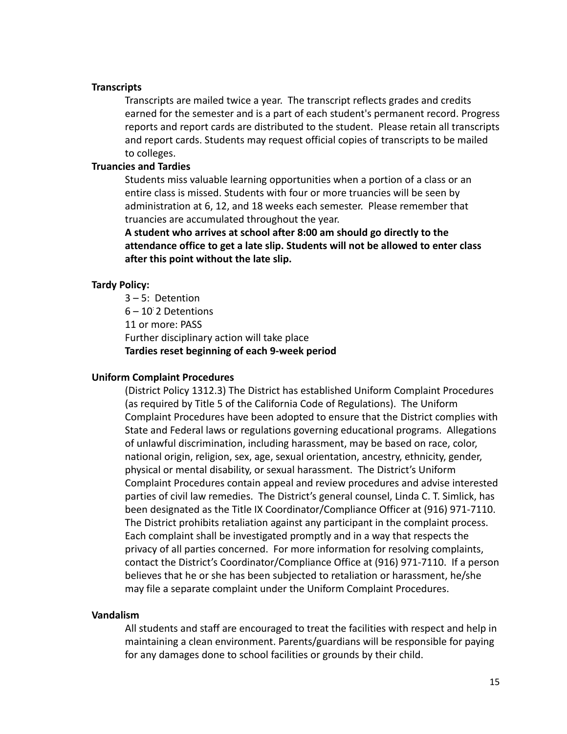**Transcripts**

Transcripts are mailed twice a year. The transcript reflects grades and credits earned for the semester and is a part of each student's permanent record. Progress reports and report cards are distributed to the student. Please retain all transcripts and report cards. Students may request official copies of transcripts to be mailed to colleges.

**Truancies and Tardies**

Students miss valuable learning opportunities when a portion of a class or an entire class is missed. Students with four or more truancies will be seen by administration at 6, 12, and 18 weeks each semester. Please remember that truancies are accumulated throughout the year.

**A student who arrives at school after 8:00 am should go directly to the attendance office to get a late slip. Students will not be allowed to enter class after this point without the late slip.**

**Tardy Policy:**

3 – 5: Detention
6 – 10: 2 Detentions
11 or more: PASS
Further disciplinary action will take place
**Tardies reset beginning of each 9-week period**

**Uniform Complaint Procedures**

(District Policy 1312.3) The District has established Uniform Complaint Procedures (as required by Title 5 of the California Code of Regulations). The Uniform Complaint Procedures have been adopted to ensure that the District complies with State and Federal laws or regulations governing educational programs. Allegations of unlawful discrimination, including harassment, may be based on race, color, national origin, religion, sex, age, sexual orientation, ancestry, ethnicity, gender, physical or mental disability, or sexual harassment. The District's Uniform Complaint Procedures contain appeal and review procedures and advise interested parties of civil law remedies. The District's general counsel, Linda C. T. Simlick, has been designated as the Title IX Coordinator/Compliance Officer at (916) 971-7110. The District prohibits retaliation against any participant in the complaint process. Each complaint shall be investigated promptly and in a way that respects the privacy of all parties concerned. For more information for resolving complaints, contact the District's Coordinator/Compliance Office at (916) 971-7110. If a person believes that he or she has been subjected to retaliation or harassment, he/she may file a separate complaint under the Uniform Complaint Procedures.

**Vandalism**

All students and staff are encouraged to treat the facilities with respect and help in maintaining a clean environment. Parents/guardians will be responsible for paying for any damages done to school facilities or grounds by their child.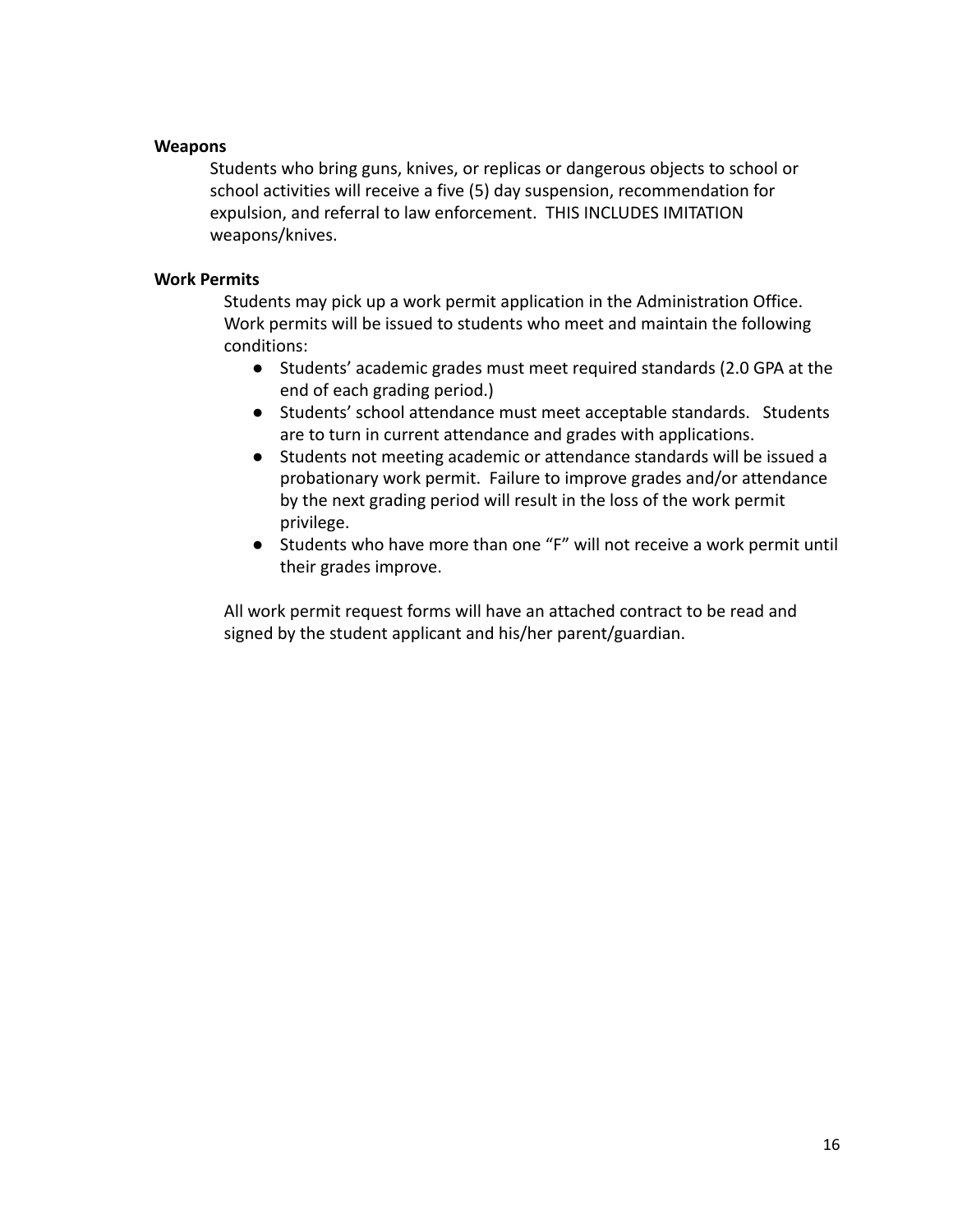**Weapons**

Students who bring guns, knives, or replicas or dangerous objects to school or school activities will receive a five (5) day suspension, recommendation for expulsion, and referral to law enforcement. THIS INCLUDES IMITATION weapons/knives.

**Work Permits**

Students may pick up a work permit application in the Administration Office. Work permits will be issued to students who meet and maintain the following conditions:

- Students' academic grades must meet required standards (2.0 GPA at the end of each grading period.)
- Students' school attendance must meet acceptable standards. Students are to turn in current attendance and grades with applications.
- Students not meeting academic or attendance standards will be issued a probationary work permit. Failure to improve grades and/or attendance by the next grading period will result in the loss of the work permit privilege.
- Students who have more than one "F" will not receive a work permit until their grades improve.

All work permit request forms will have an attached contract to be read and signed by the student applicant and his/her parent/guardian.